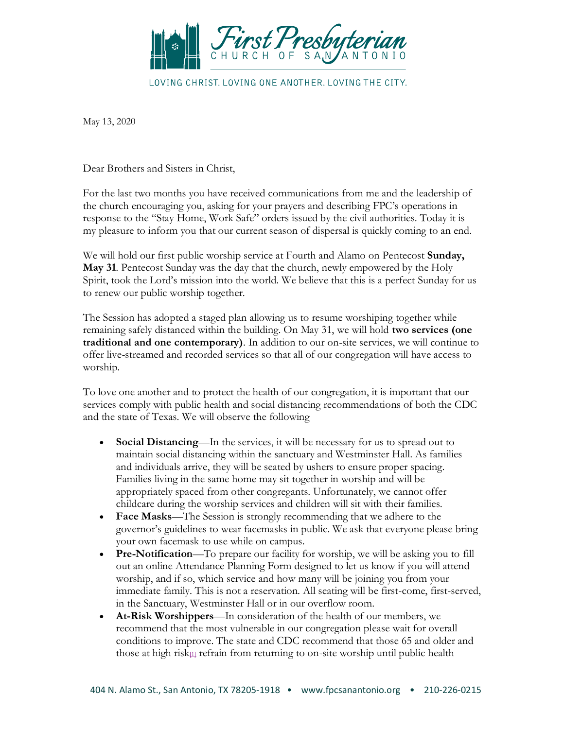First Presbyterian CHURCH OF SAN ANTONIO

LOVING CHRIST. LOVING ONE ANOTHER. LOVING THE CITY.

May 13, 2020

Dear Brothers and Sisters in Christ,

For the last two months you have received communications from me and the leadership of the church encouraging you, asking for your prayers and describing FPC's operations in response to the "Stay Home, Work Safe" orders issued by the civil authorities. Today it is my pleasure to inform you that our current season of dispersal is quickly coming to an end.

We will hold our first public worship service at Fourth and Alamo on Pentecost **Sunday, May 31**. Pentecost Sunday was the day that the church, newly empowered by the Holy Spirit, took the Lord's mission into the world. We believe that this is a perfect Sunday for us to renew our public worship together.

The Session has adopted a staged plan allowing us to resume worshiping together while remaining safely distanced within the building. On May 31, we will hold **two services (one traditional and one contemporary)**. In addition to our on-site services, we will continue to offer live-streamed and recorded services so that all of our congregation will have access to worship.

To love one another and to protect the health of our congregation, it is important that our services comply with public health and social distancing recommendations of both the CDC and the state of Texas. We will observe the following

- **Social Distancing**—In the services, it will be necessary for us to spread out to maintain social distancing within the sanctuary and Westminster Hall. As families and individuals arrive, they will be seated by ushers to ensure proper spacing. Families living in the same home may sit together in worship and will be appropriately spaced from other congregants. Unfortunately, we cannot offer childcare during the worship services and children will sit with their families.
- **Face Masks**—The Session is strongly recommending that we adhere to the governor's guidelines to wear facemasks in public. We ask that everyone please bring your own facemask to use while on campus.
- **Pre-Notification**—To prepare our facility for worship, we will be asking you to fill out an online Attendance Planning Form designed to let us know if you will attend worship, and if so, which service and how many will be joining you from your immediate family. This is not a reservation. All seating will be first-come, first-served, in the Sanctuary, Westminster Hall or in our overflow room.
- **At-Risk Worshippers**—In consideration of the health of our members, we recommend that the most vulnerable in our congregation please wait for overall conditions to improve. The state and CDC recommend that those 65 and older and those at high risk[1] refrain from returning to on-site worship until public health

404 N. Alamo St., San Antonio, TX 78205-1918 • www.fpcsanantonio.org • 210-226-0215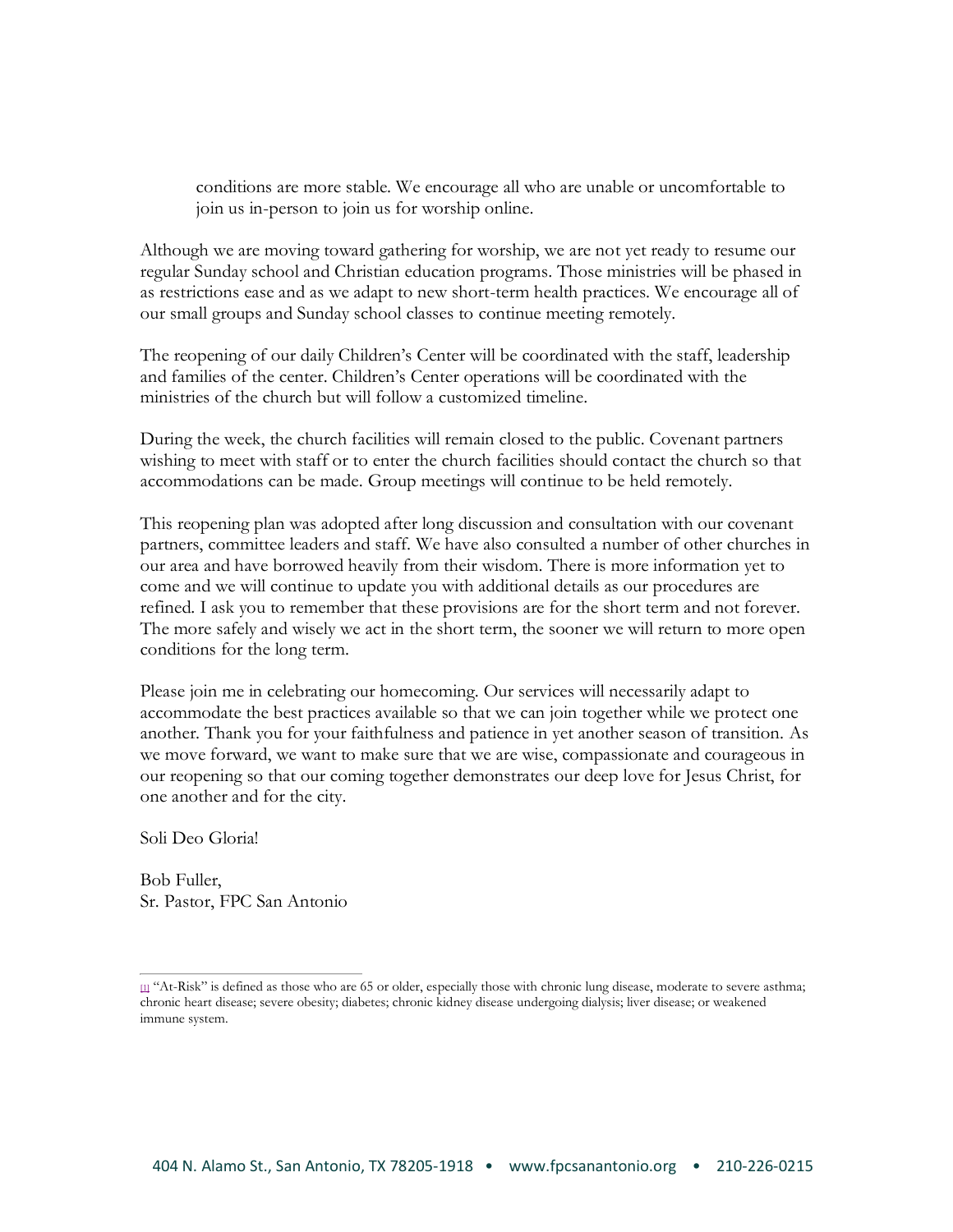conditions are more stable. We encourage all who are unable or uncomfortable to join us in-person to join us for worship online.

Although we are moving toward gathering for worship, we are not yet ready to resume our regular Sunday school and Christian education programs. Those ministries will be phased in as restrictions ease and as we adapt to new short-term health practices. We encourage all of our small groups and Sunday school classes to continue meeting remotely.

The reopening of our daily Children's Center will be coordinated with the staff, leadership and families of the center. Children's Center operations will be coordinated with the ministries of the church but will follow a customized timeline.

During the week, the church facilities will remain closed to the public. Covenant partners wishing to meet with staff or to enter the church facilities should contact the church so that accommodations can be made. Group meetings will continue to be held remotely.

This reopening plan was adopted after long discussion and consultation with our covenant partners, committee leaders and staff. We have also consulted a number of other churches in our area and have borrowed heavily from their wisdom. There is more information yet to come and we will continue to update you with additional details as our procedures are refined. I ask you to remember that these provisions are for the short term and not forever. The more safely and wisely we act in the short term, the sooner we will return to more open conditions for the long term.

Please join me in celebrating our homecoming. Our services will necessarily adapt to accommodate the best practices available so that we can join together while we protect one another. Thank you for your faithfulness and patience in yet another season of transition. As we move forward, we want to make sure that we are wise, compassionate and courageous in our reopening so that our coming together demonstrates our deep love for Jesus Christ, for one another and for the city.

Soli Deo Gloria!

Bob Fuller,
Sr. Pastor, FPC San Antonio

---

[1] "At-Risk" is defined as those who are 65 or older, especially those with chronic lung disease, moderate to severe asthma; chronic heart disease; severe obesity; diabetes; chronic kidney disease undergoing dialysis; liver disease; or weakened immune system.